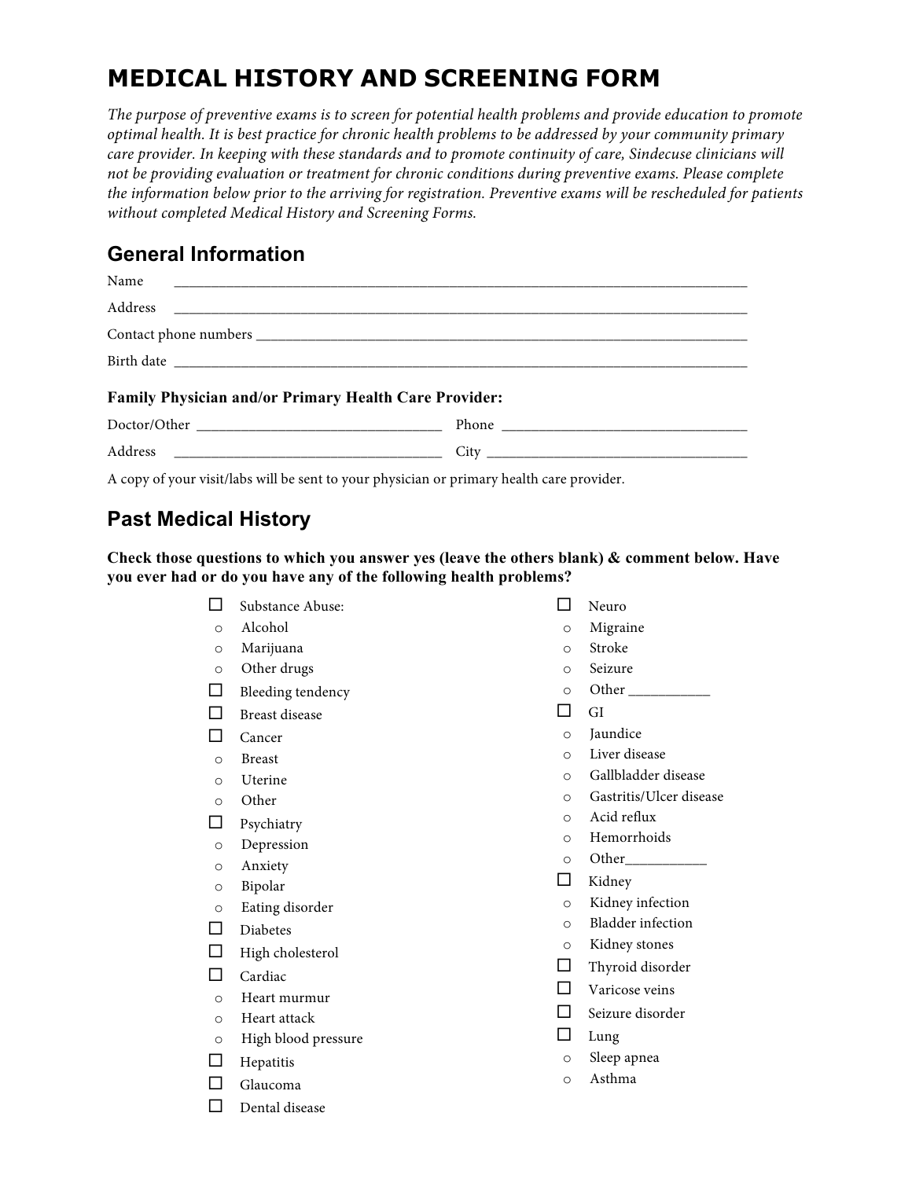# MEDICAL HISTORY AND SCREENING FORM

*The purpose of preventive exams is to screen for potential health problems and provide education to promote optimal health. It is best practice for chronic health problems to be addressed by your community primary care provider. In keeping with these standards and to promote continuity of care, Sindecuse clinicians will not be providing evaluation or treatment for chronic conditions during preventive exams. Please complete the information below prior to the arriving for registration. Preventive exams will be rescheduled for patients without completed Medical History and Screening Forms.*

## General Information

Name ____________________________________________________________________________

Address ____________________________________________________________________________

Contact phone numbers ____________________________________________________________________

Birth date ____________________________________________________________________________

**Family Physician and/or Primary Health Care Provider:**

Doctor/Other ________________________________ Phone ________________________________

Address ___________________________________ City __________________________________

A copy of your visit/labs will be sent to your physician or primary health care provider.

## Past Medical History

**Check those questions to which you answer yes (leave the others blank) & comment below. Have you ever had or do you have any of the following health problems?**

- ☐ Substance Abuse:
  - ○ Alcohol
  - ○ Marijuana
  - ○ Other drugs
- ☐ Bleeding tendency
- ☐ Breast disease
- ☐ Cancer
  - ○ Breast
  - ○ Uterine
  - ○ Other
- ☐ Psychiatry
  - ○ Depression
  - ○ Anxiety
  - ○ Bipolar
  - ○ Eating disorder
- ☐ Diabetes
- ☐ High cholesterol
- ☐ Cardiac
  - ○ Heart murmur
  - ○ Heart attack
  - ○ High blood pressure
- ☐ Hepatitis
- ☐ Glaucoma
- ☐ Dental disease
- ☐ Neuro
  - ○ Migraine
  - ○ Stroke
  - ○ Seizure
  - ○ Other ___________
- ☐ GI
  - ○ Jaundice
  - ○ Liver disease
  - ○ Gallbladder disease
  - ○ Gastritis/Ulcer disease
  - ○ Acid reflux
  - ○ Hemorrhoids
  - ○ Other___________
- ☐ Kidney
  - ○ Kidney infection
  - ○ Bladder infection
  - ○ Kidney stones
- ☐ Thyroid disorder
- ☐ Varicose veins
- ☐ Seizure disorder
- ☐ Lung
  - ○ Sleep apnea
  - ○ Asthma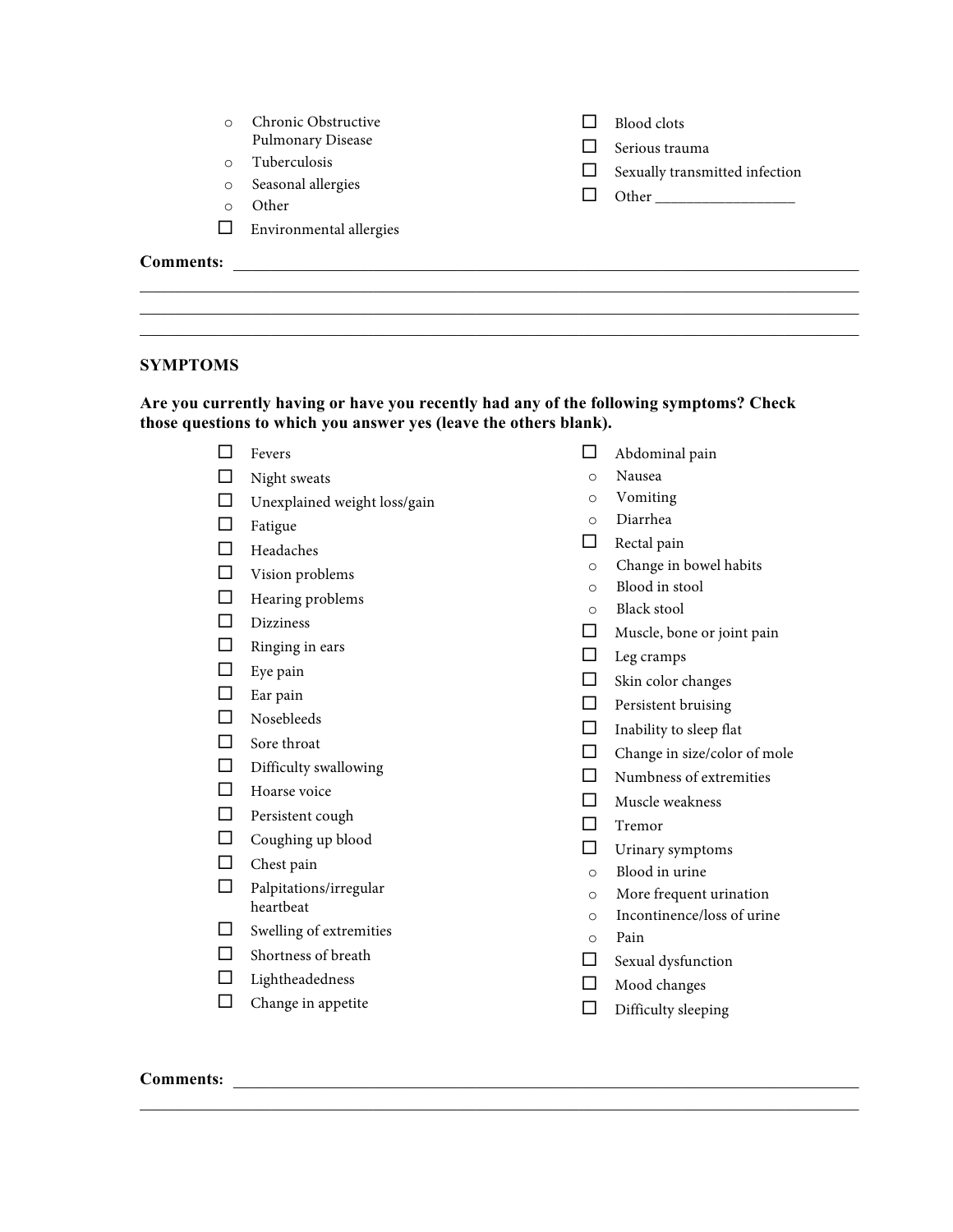- Chronic Obstructive Pulmonary Disease
- Tuberculosis
- Seasonal allergies
- Other

☐ Environmental allergies

☐ Blood clots

☐ Serious trauma

☐ Sexually transmitted infection

☐ Other __________________

**Comments:** ______________________________________________________________________________

______________________________________________________________________________

______________________________________________________________________________

______________________________________________________________________________

**SYMPTOMS**

**Are you currently having or have you recently had any of the following symptoms? Check those questions to which you answer yes (leave the others blank).**

☐ Fevers

☐ Night sweats

☐ Unexplained weight loss/gain

☐ Fatigue

☐ Headaches

☐ Vision problems

☐ Hearing problems

☐ Dizziness

☐ Ringing in ears

☐ Eye pain

☐ Ear pain

☐ Nosebleeds

☐ Sore throat

☐ Difficulty swallowing

☐ Hoarse voice

☐ Persistent cough

☐ Coughing up blood

☐ Chest pain

☐ Palpitations/irregular heartbeat

☐ Swelling of extremities

☐ Shortness of breath

☐ Lightheadedness

☐ Change in appetite

☐ Abdominal pain
- Nausea
- Vomiting
- Diarrhea

☐ Rectal pain
- Change in bowel habits
- Blood in stool
- Black stool

☐ Muscle, bone or joint pain

☐ Leg cramps

☐ Skin color changes

☐ Persistent bruising

☐ Inability to sleep flat

☐ Change in size/color of mole

☐ Numbness of extremities

☐ Muscle weakness

☐ Tremor

☐ Urinary symptoms
- Blood in urine
- More frequent urination
- Incontinence/loss of urine
- Pain

☐ Sexual dysfunction

☐ Mood changes

☐ Difficulty sleeping

**Comments:** ______________________________________________________________________________

______________________________________________________________________________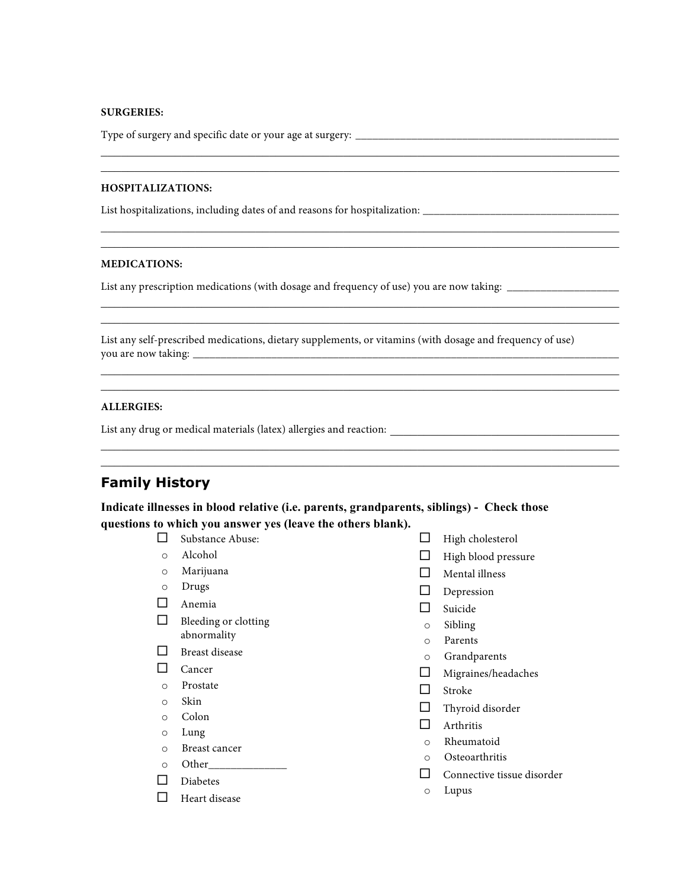**SURGERIES:**

Type of surgery and specific date or your age at surgery: ____________________________________________

____________________________________________________________________________________________

____________________________________________________________________________________________

**HOSPITALIZATIONS:**

List hospitalizations, including dates of and reasons for hospitalization: ________________________________

____________________________________________________________________________________________

____________________________________________________________________________________________

**MEDICATIONS:**

List any prescription medications (with dosage and frequency of use) you are now taking: __________________

____________________________________________________________________________________________

____________________________________________________________________________________________

List any self-prescribed medications, dietary supplements, or vitamins (with dosage and frequency of use) you are now taking: ____________________________________________________________________________

____________________________________________________________________________________________

____________________________________________________________________________________________

**ALLERGIES:**

List any drug or medical materials (latex) allergies and reaction: ________________________________________

____________________________________________________________________________________________

____________________________________________________________________________________________

## Family History

**Indicate illnesses in blood relative (i.e. parents, grandparents, siblings) - Check those questions to which you answer yes (leave the others blank).**

- ☐ Substance Abuse:
  - ○ Alcohol
  - ○ Marijuana
  - ○ Drugs
- ☐ Anemia
- ☐ Bleeding or clotting abnormality
- ☐ Breast disease
- ☐ Cancer
  - ○ Prostate
  - ○ Skin
  - ○ Colon
  - ○ Lung
  - ○ Breast cancer
  - ○ Other______________
- ☐ Diabetes
- ☐ Heart disease
- ☐ High cholesterol
- ☐ High blood pressure
- ☐ Mental illness
- ☐ Depression
- ☐ Suicide
  - ○ Sibling
  - ○ Parents
  - ○ Grandparents
- ☐ Migraines/headaches
- ☐ Stroke
- ☐ Thyroid disorder
- ☐ Arthritis
  - ○ Rheumatoid
  - ○ Osteoarthritis
- ☐ Connective tissue disorder
  - ○ Lupus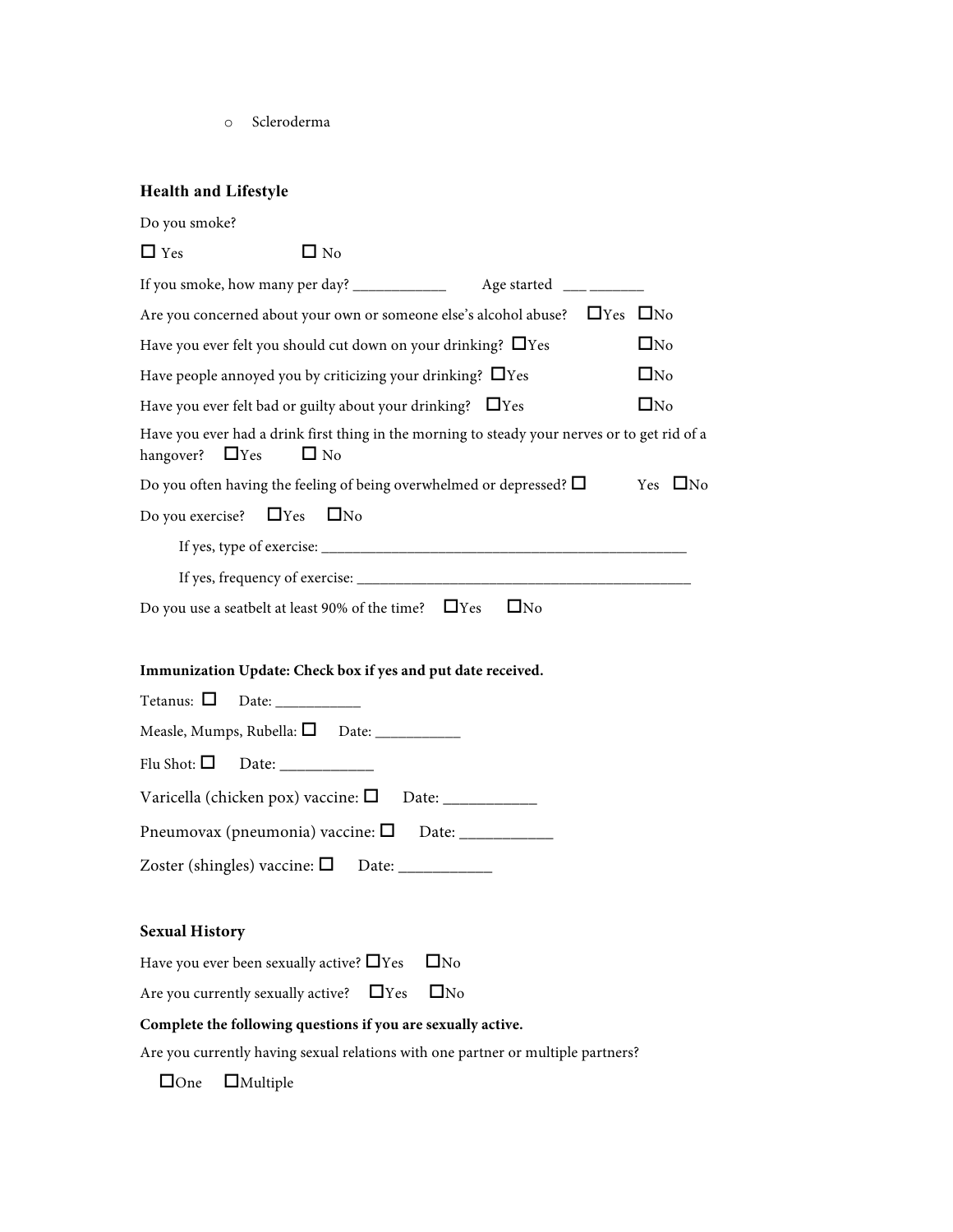- Scleroderma

## Health and Lifestyle

Do you smoke?

☐ Yes ☐ No

If you smoke, how many per day? ____________ Age started ___ _______

Are you concerned about your own or someone else's alcohol abuse? ☐Yes ☐No

Have you ever felt you should cut down on your drinking? ☐Yes ☐No

Have people annoyed you by criticizing your drinking? ☐Yes ☐No

Have you ever felt bad or guilty about your drinking? ☐Yes ☐No

Have you ever had a drink first thing in the morning to steady your nerves or to get rid of a hangover? ☐Yes ☐ No

Do you often having the feeling of being overwhelmed or depressed? ☐ Yes ☐No

Do you exercise? ☐Yes ☐No

If yes, type of exercise: ___________________________________________________

If yes, frequency of exercise: ______________________________________________

Do you use a seatbelt at least 90% of the time? ☐Yes ☐No

**Immunization Update: Check box if yes and put date received.**

Tetanus: ☐ Date: ___________

Measle, Mumps, Rubella: ☐ Date: ___________

Flu Shot: ☐ Date: ____________

Varicella (chicken pox) vaccine: ☐ Date: ___________

Pneumovax (pneumonia) vaccine: ☐ Date: ___________

Zoster (shingles) vaccine: ☐ Date: ___________

## Sexual History

Have you ever been sexually active? ☐Yes ☐No

Are you currently sexually active? ☐Yes ☐No

**Complete the following questions if you are sexually active.**

Are you currently having sexual relations with one partner or multiple partners?

☐One ☐Multiple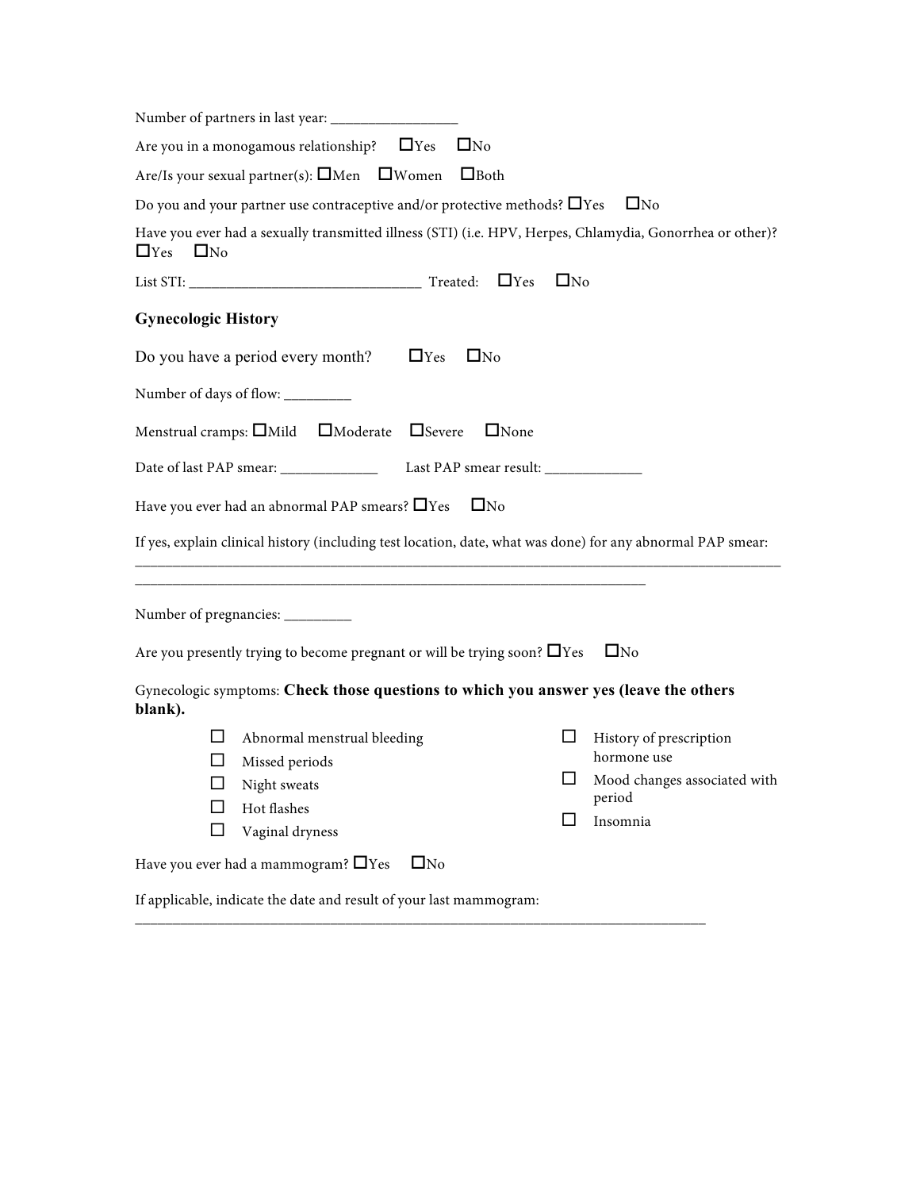Number of partners in last year: _________________

Are you in a monogamous relationship? ☐Yes ☐No

Are/Is your sexual partner(s): ☐Men ☐Women ☐Both

Do you and your partner use contraceptive and/or protective methods? ☐Yes ☐No

Have you ever had a sexually transmitted illness (STI) (i.e. HPV, Herpes, Chlamydia, Gonorrhea or other)? ☐Yes ☐No

List STI: ________________________________ Treated: ☐Yes ☐No

### Gynecologic History

Do you have a period every month? ☐Yes ☐No

Number of days of flow: _________

Menstrual cramps: ☐Mild ☐Moderate ☐Severe ☐None

Date of last PAP smear: _____________ Last PAP smear result: _____________

Have you ever had an abnormal PAP smears? ☐Yes ☐No

If yes, explain clinical history (including test location, date, what was done) for any abnormal PAP smear:
__________________________________________________________________________________________
________________________________________________________________________

Number of pregnancies: _________

Are you presently trying to become pregnant or will be trying soon? ☐Yes ☐No

Gynecologic symptoms: **Check those questions to which you answer yes (leave the others blank).**

- ☐ Abnormal menstrual bleeding
- ☐ Missed periods
- ☐ Night sweats
- ☐ Hot flashes
- ☐ Vaginal dryness
- ☐ History of prescription hormone use
- ☐ Mood changes associated with period
- ☐ Insomnia

Have you ever had a mammogram? ☐Yes ☐No

If applicable, indicate the date and result of your last mammogram:
________________________________________________________________________________